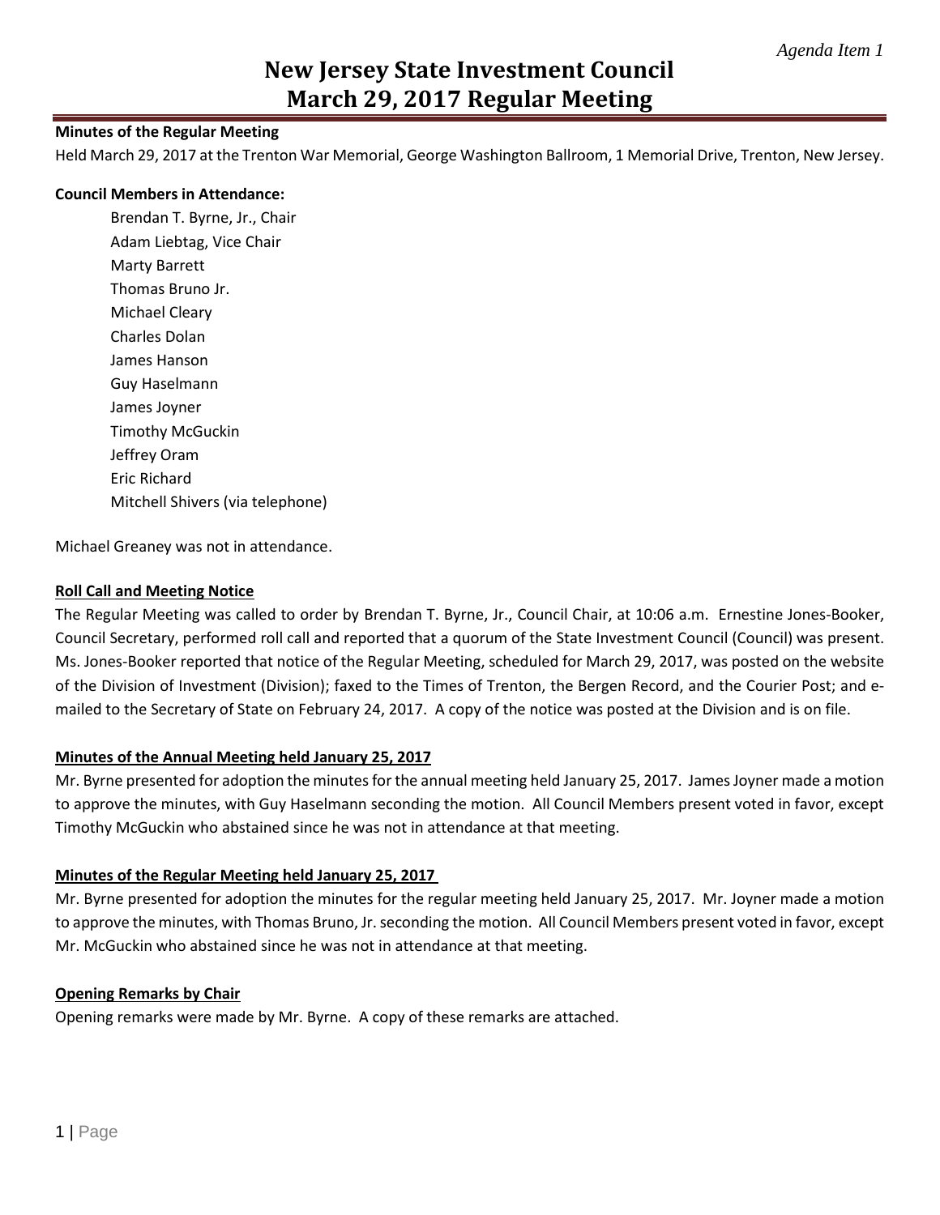*Agenda Item 1*

# New Jersey State Investment Council
# March 29, 2017 Regular Meeting

**Minutes of the Regular Meeting**

Held March 29, 2017 at the Trenton War Memorial, George Washington Ballroom, 1 Memorial Drive, Trenton, New Jersey.

**Council Members in Attendance:**

Brendan T. Byrne, Jr., Chair
Adam Liebtag, Vice Chair
Marty Barrett
Thomas Bruno Jr.
Michael Cleary
Charles Dolan
James Hanson
Guy Haselmann
James Joyner
Timothy McGuckin
Jeffrey Oram
Eric Richard
Mitchell Shivers (via telephone)

Michael Greaney was not in attendance.

**Roll Call and Meeting Notice**

The Regular Meeting was called to order by Brendan T. Byrne, Jr., Council Chair, at 10:06 a.m. Ernestine Jones-Booker, Council Secretary, performed roll call and reported that a quorum of the State Investment Council (Council) was present. Ms. Jones-Booker reported that notice of the Regular Meeting, scheduled for March 29, 2017, was posted on the website of the Division of Investment (Division); faxed to the Times of Trenton, the Bergen Record, and the Courier Post; and e-mailed to the Secretary of State on February 24, 2017. A copy of the notice was posted at the Division and is on file.

**Minutes of the Annual Meeting held January 25, 2017**

Mr. Byrne presented for adoption the minutes for the annual meeting held January 25, 2017. James Joyner made a motion to approve the minutes, with Guy Haselmann seconding the motion. All Council Members present voted in favor, except Timothy McGuckin who abstained since he was not in attendance at that meeting.

**Minutes of the Regular Meeting held January 25, 2017**

Mr. Byrne presented for adoption the minutes for the regular meeting held January 25, 2017. Mr. Joyner made a motion to approve the minutes, with Thomas Bruno, Jr. seconding the motion. All Council Members present voted in favor, except Mr. McGuckin who abstained since he was not in attendance at that meeting.

**Opening Remarks by Chair**

Opening remarks were made by Mr. Byrne. A copy of these remarks are attached.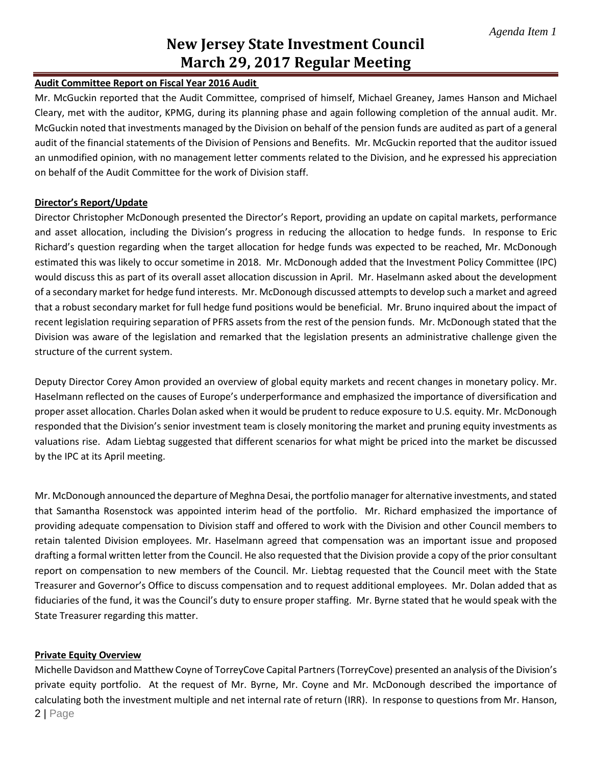# New Jersey State Investment Council
# March 29, 2017 Regular Meeting

**Audit Committee Report on Fiscal Year 2016 Audit**

Mr. McGuckin reported that the Audit Committee, comprised of himself, Michael Greaney, James Hanson and Michael Cleary, met with the auditor, KPMG, during its planning phase and again following completion of the annual audit. Mr. McGuckin noted that investments managed by the Division on behalf of the pension funds are audited as part of a general audit of the financial statements of the Division of Pensions and Benefits. Mr. McGuckin reported that the auditor issued an unmodified opinion, with no management letter comments related to the Division, and he expressed his appreciation on behalf of the Audit Committee for the work of Division staff.

**Director's Report/Update**

Director Christopher McDonough presented the Director's Report, providing an update on capital markets, performance and asset allocation, including the Division's progress in reducing the allocation to hedge funds. In response to Eric Richard's question regarding when the target allocation for hedge funds was expected to be reached, Mr. McDonough estimated this was likely to occur sometime in 2018. Mr. McDonough added that the Investment Policy Committee (IPC) would discuss this as part of its overall asset allocation discussion in April. Mr. Haselmann asked about the development of a secondary market for hedge fund interests. Mr. McDonough discussed attempts to develop such a market and agreed that a robust secondary market for full hedge fund positions would be beneficial. Mr. Bruno inquired about the impact of recent legislation requiring separation of PFRS assets from the rest of the pension funds. Mr. McDonough stated that the Division was aware of the legislation and remarked that the legislation presents an administrative challenge given the structure of the current system.

Deputy Director Corey Amon provided an overview of global equity markets and recent changes in monetary policy. Mr. Haselmann reflected on the causes of Europe's underperformance and emphasized the importance of diversification and proper asset allocation. Charles Dolan asked when it would be prudent to reduce exposure to U.S. equity. Mr. McDonough responded that the Division's senior investment team is closely monitoring the market and pruning equity investments as valuations rise. Adam Liebtag suggested that different scenarios for what might be priced into the market be discussed by the IPC at its April meeting.

Mr. McDonough announced the departure of Meghna Desai, the portfolio manager for alternative investments, and stated that Samantha Rosenstock was appointed interim head of the portfolio. Mr. Richard emphasized the importance of providing adequate compensation to Division staff and offered to work with the Division and other Council members to retain talented Division employees. Mr. Haselmann agreed that compensation was an important issue and proposed drafting a formal written letter from the Council. He also requested that the Division provide a copy of the prior consultant report on compensation to new members of the Council. Mr. Liebtag requested that the Council meet with the State Treasurer and Governor's Office to discuss compensation and to request additional employees. Mr. Dolan added that as fiduciaries of the fund, it was the Council's duty to ensure proper staffing. Mr. Byrne stated that he would speak with the State Treasurer regarding this matter.

**Private Equity Overview**

Michelle Davidson and Matthew Coyne of TorreyCove Capital Partners (TorreyCove) presented an analysis of the Division's private equity portfolio. At the request of Mr. Byrne, Mr. Coyne and Mr. McDonough described the importance of calculating both the investment multiple and net internal rate of return (IRR). In response to questions from Mr. Hanson,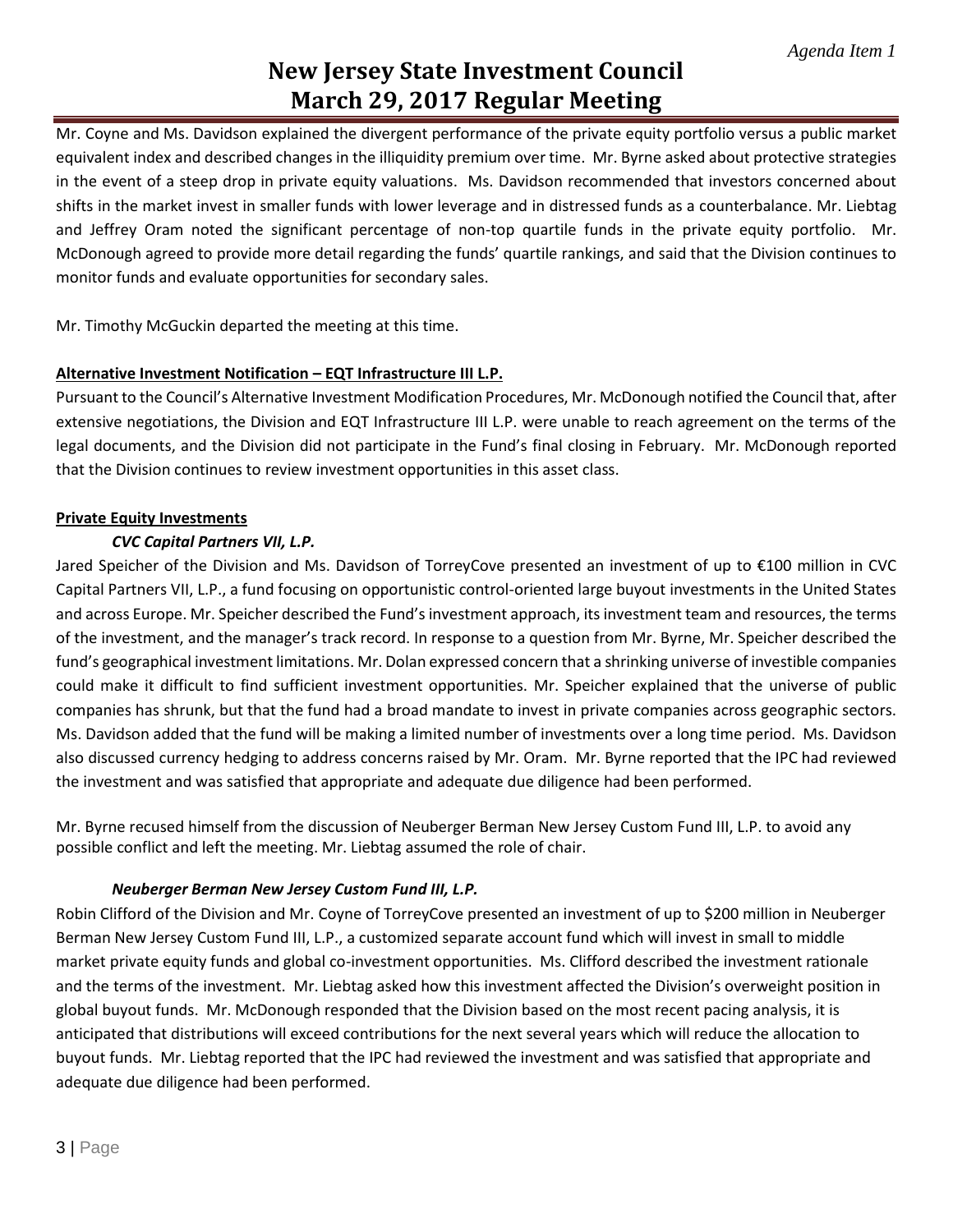Mr. Coyne and Ms. Davidson explained the divergent performance of the private equity portfolio versus a public market equivalent index and described changes in the illiquidity premium over time. Mr. Byrne asked about protective strategies in the event of a steep drop in private equity valuations. Ms. Davidson recommended that investors concerned about shifts in the market invest in smaller funds with lower leverage and in distressed funds as a counterbalance. Mr. Liebtag and Jeffrey Oram noted the significant percentage of non-top quartile funds in the private equity portfolio. Mr. McDonough agreed to provide more detail regarding the funds' quartile rankings, and said that the Division continues to monitor funds and evaluate opportunities for secondary sales.

Mr. Timothy McGuckin departed the meeting at this time.

**Alternative Investment Notification – EQT Infrastructure III L.P.**

Pursuant to the Council's Alternative Investment Modification Procedures, Mr. McDonough notified the Council that, after extensive negotiations, the Division and EQT Infrastructure III L.P. were unable to reach agreement on the terms of the legal documents, and the Division did not participate in the Fund's final closing in February. Mr. McDonough reported that the Division continues to review investment opportunities in this asset class.

**Private Equity Investments**

***CVC Capital Partners VII, L.P.***

Jared Speicher of the Division and Ms. Davidson of TorreyCove presented an investment of up to €100 million in CVC Capital Partners VII, L.P., a fund focusing on opportunistic control-oriented large buyout investments in the United States and across Europe. Mr. Speicher described the Fund's investment approach, its investment team and resources, the terms of the investment, and the manager's track record. In response to a question from Mr. Byrne, Mr. Speicher described the fund's geographical investment limitations. Mr. Dolan expressed concern that a shrinking universe of investible companies could make it difficult to find sufficient investment opportunities. Mr. Speicher explained that the universe of public companies has shrunk, but that the fund had a broad mandate to invest in private companies across geographic sectors. Ms. Davidson added that the fund will be making a limited number of investments over a long time period. Ms. Davidson also discussed currency hedging to address concerns raised by Mr. Oram. Mr. Byrne reported that the IPC had reviewed the investment and was satisfied that appropriate and adequate due diligence had been performed.

Mr. Byrne recused himself from the discussion of Neuberger Berman New Jersey Custom Fund III, L.P. to avoid any possible conflict and left the meeting. Mr. Liebtag assumed the role of chair.

***Neuberger Berman New Jersey Custom Fund III, L.P.***

Robin Clifford of the Division and Mr. Coyne of TorreyCove presented an investment of up to $200 million in Neuberger Berman New Jersey Custom Fund III, L.P., a customized separate account fund which will invest in small to middle market private equity funds and global co-investment opportunities. Ms. Clifford described the investment rationale and the terms of the investment. Mr. Liebtag asked how this investment affected the Division's overweight position in global buyout funds. Mr. McDonough responded that the Division based on the most recent pacing analysis, it is anticipated that distributions will exceed contributions for the next several years which will reduce the allocation to buyout funds. Mr. Liebtag reported that the IPC had reviewed the investment and was satisfied that appropriate and adequate due diligence had been performed.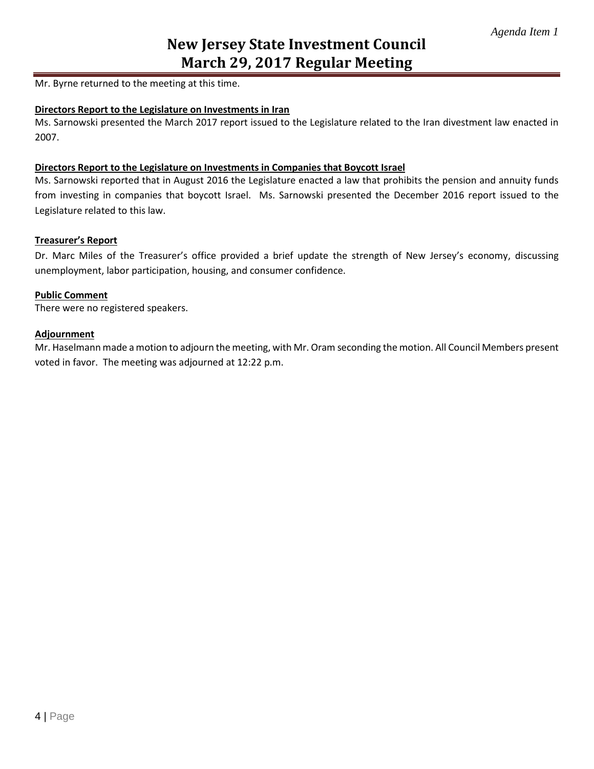Mr. Byrne returned to the meeting at this time.

**Directors Report to the Legislature on Investments in Iran**

Ms. Sarnowski presented the March 2017 report issued to the Legislature related to the Iran divestment law enacted in 2007.

**Directors Report to the Legislature on Investments in Companies that Boycott Israel**

Ms. Sarnowski reported that in August 2016 the Legislature enacted a law that prohibits the pension and annuity funds from investing in companies that boycott Israel. Ms. Sarnowski presented the December 2016 report issued to the Legislature related to this law.

**Treasurer's Report**

Dr. Marc Miles of the Treasurer's office provided a brief update the strength of New Jersey's economy, discussing unemployment, labor participation, housing, and consumer confidence.

**Public Comment**

There were no registered speakers.

**Adjournment**

Mr. Haselmann made a motion to adjourn the meeting, with Mr. Oram seconding the motion. All Council Members present voted in favor. The meeting was adjourned at 12:22 p.m.